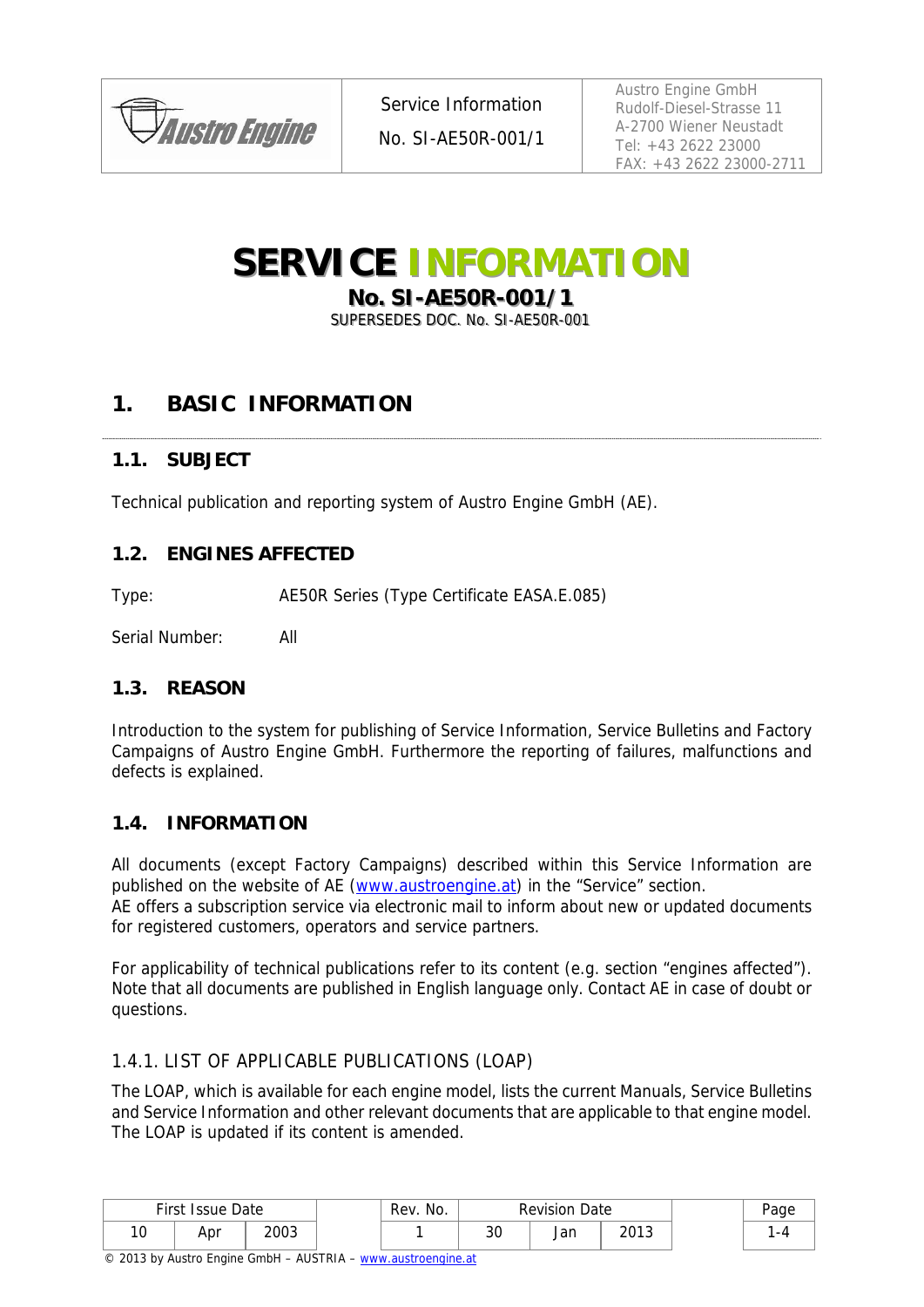# SERVICE INFORMATION

**No. SI-AE50R-001/1**

SUPERSEDES DOC. No. SI-AE50R-001

## 1. BASIC INFORMATION

### 1.1. SUBJECT

Technical publication and reporting system of Austro Engine GmbH (AE).

### 1.2. ENGINES AFFECTED

Type: AE50R Series (Type Certificate EASA.E.085)

Serial Number: All

### 1.3. REASON

Introduction to the system for publishing of Service Information, Service Bulletins and Factory Campaigns of Austro Engine GmbH. Furthermore the reporting of failures, malfunctions and defects is explained.

### 1.4. INFORMATION

All documents (except Factory Campaigns) described within this Service Information are published on the website of AE (www.austroengine.at) in the "Service" section.
AE offers a subscription service via electronic mail to inform about new or updated documents for registered customers, operators and service partners.

For applicability of technical publications refer to its content (e.g. section "engines affected"). Note that all documents are published in English language only. Contact AE in case of doubt or questions.

#### 1.4.1. LIST OF APPLICABLE PUBLICATIONS (LOAP)

The LOAP, which is available for each engine model, lists the current Manuals, Service Bulletins and Service Information and other relevant documents that are applicable to that engine model. The LOAP is updated if its content is amended.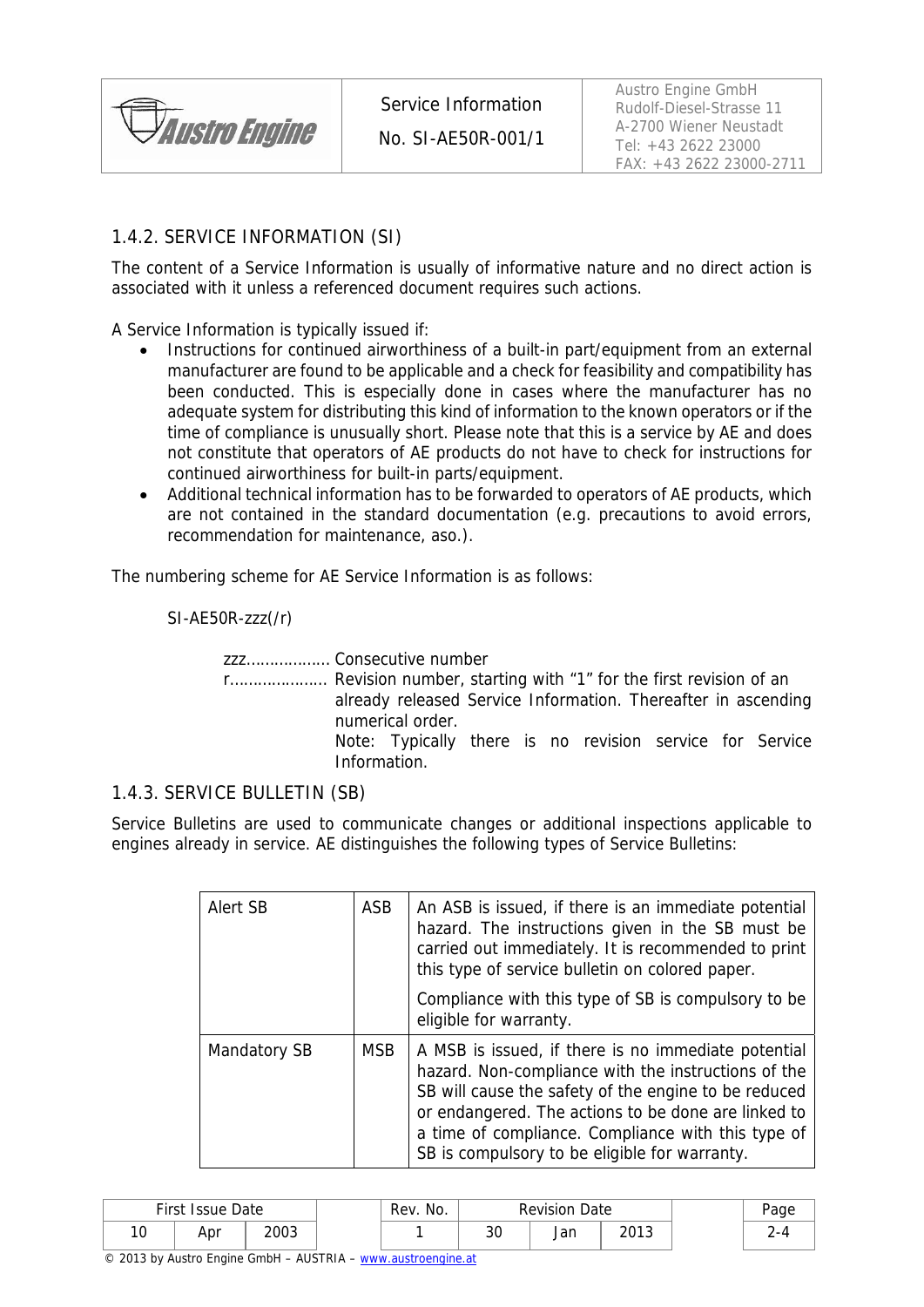## 1.4.2. SERVICE INFORMATION (SI)

The content of a Service Information is usually of informative nature and no direct action is associated with it unless a referenced document requires such actions.

A Service Information is typically issued if:

- Instructions for continued airworthiness of a built-in part/equipment from an external manufacturer are found to be applicable and a check for feasibility and compatibility has been conducted. This is especially done in cases where the manufacturer has no adequate system for distributing this kind of information to the known operators or if the time of compliance is unusually short. Please note that this is a service by AE and does not constitute that operators of AE products do not have to check for instructions for continued airworthiness for built-in parts/equipment.
- Additional technical information has to be forwarded to operators of AE products, which are not contained in the standard documentation (e.g. precautions to avoid errors, recommendation for maintenance, aso.).

The numbering scheme for AE Service Information is as follows:

SI-AE50R-zzz(/r)

zzz................. Consecutive number
r..................... Revision number, starting with "1" for the first revision of an already released Service Information. Thereafter in ascending numerical order.
Note: Typically there is no revision service for Service Information.

## 1.4.3. SERVICE BULLETIN (SB)

Service Bulletins are used to communicate changes or additional inspections applicable to engines already in service. AE distinguishes the following types of Service Bulletins:

| | | |
|---|---|---|
| Alert SB | ASB | An ASB is issued, if there is an immediate potential hazard. The instructions given in the SB must be carried out immediately. It is recommended to print this type of service bulletin on colored paper.<br><br>Compliance with this type of SB is compulsory to be eligible for warranty. |
| Mandatory SB | MSB | A MSB is issued, if there is no immediate potential hazard. Non-compliance with the instructions of the SB will cause the safety of the engine to be reduced or endangered. The actions to be done are linked to a time of compliance. Compliance with this type of SB is compulsory to be eligible for warranty. |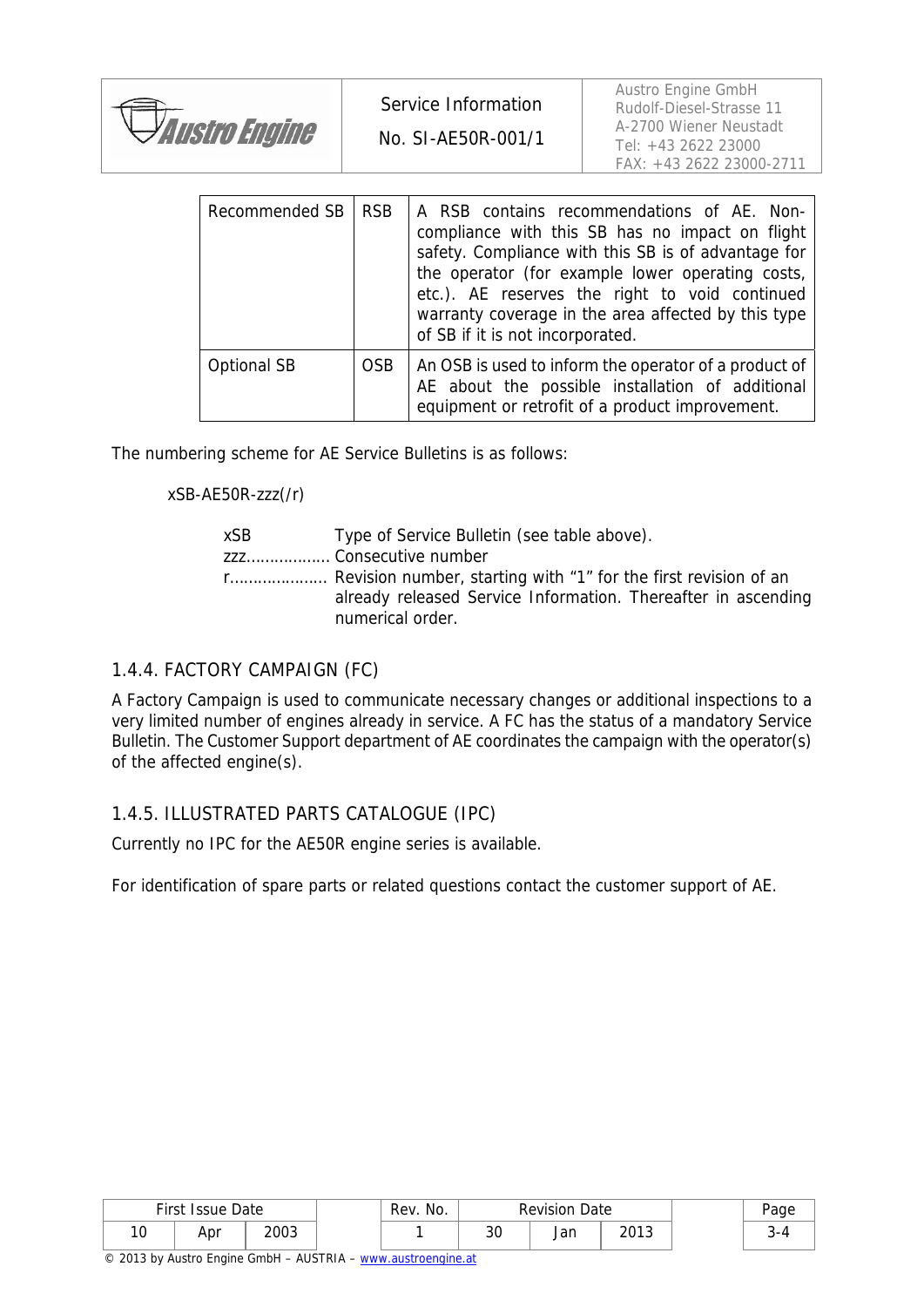| Recommended SB | RSB | A RSB contains recommendations of AE. Non-compliance with this SB has no impact on flight safety. Compliance with this SB is of advantage for the operator (for example lower operating costs, etc.). AE reserves the right to void continued warranty coverage in the area affected by this type of SB if it is not incorporated. |
|---|---|---|
| Optional SB | OSB | An OSB is used to inform the operator of a product of AE about the possible installation of additional equipment or retrofit of a product improvement. |

The numbering scheme for AE Service Bulletins is as follows:

xSB-AE50R-zzz(/r)

xSB Type of Service Bulletin (see table above).
zzz.................. Consecutive number
r..................... Revision number, starting with "1" for the first revision of an already released Service Information. Thereafter in ascending numerical order.

## 1.4.4. FACTORY CAMPAIGN (FC)

A Factory Campaign is used to communicate necessary changes or additional inspections to a very limited number of engines already in service. A FC has the status of a mandatory Service Bulletin. The Customer Support department of AE coordinates the campaign with the operator(s) of the affected engine(s).

## 1.4.5. ILLUSTRATED PARTS CATALOGUE (IPC)

Currently no IPC for the AE50R engine series is available.

For identification of spare parts or related questions contact the customer support of AE.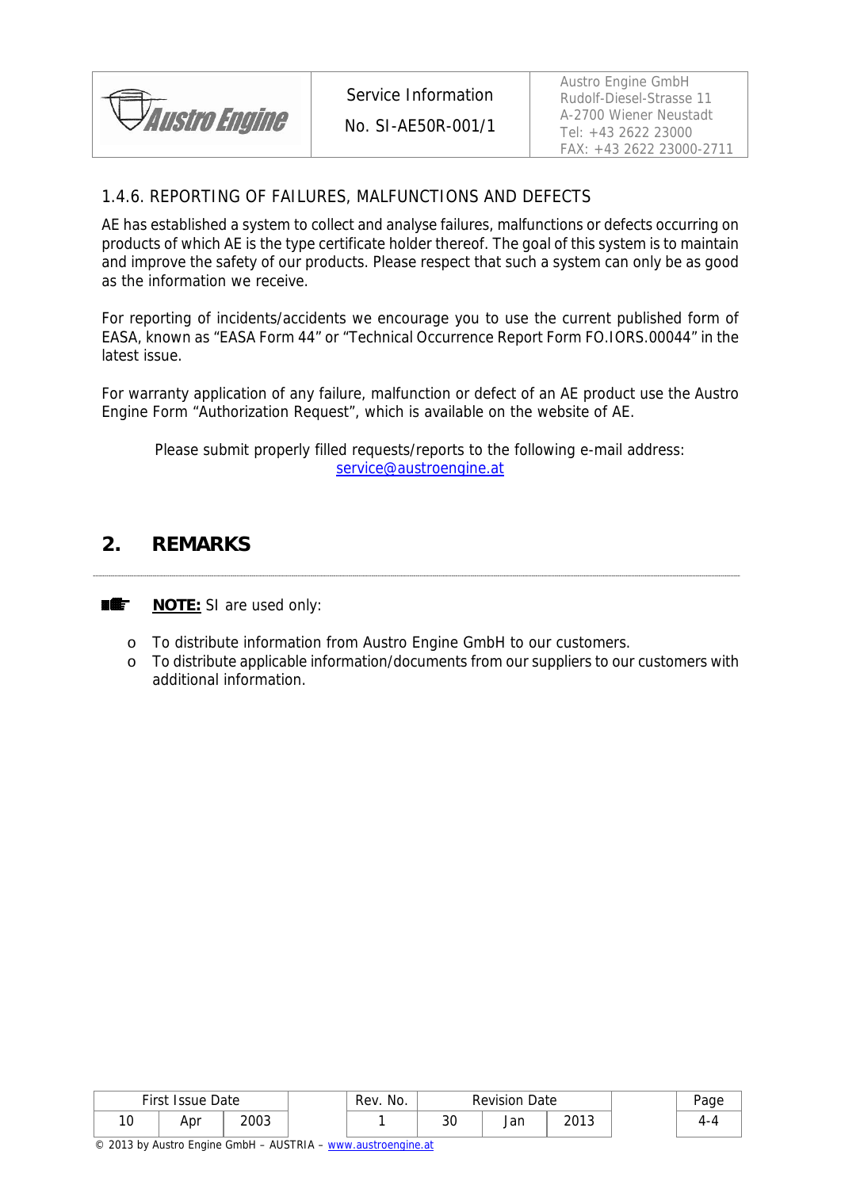### 1.4.6. REPORTING OF FAILURES, MALFUNCTIONS AND DEFECTS

AE has established a system to collect and analyse failures, malfunctions or defects occurring on products of which AE is the type certificate holder thereof. The goal of this system is to maintain and improve the safety of our products. Please respect that such a system can only be as good as the information we receive.

For reporting of incidents/accidents we encourage you to use the current published form of EASA, known as "EASA Form 44" or "Technical Occurrence Report Form FO.IORS.00044" in the latest issue.

For warranty application of any failure, malfunction or defect of an AE product use the Austro Engine Form "Authorization Request", which is available on the website of AE.

Please submit properly filled requests/reports to the following e-mail address: service@austroengine.at

## 2. REMARKS

**NOTE:** SI are used only:

- To distribute information from Austro Engine GmbH to our customers.
- To distribute applicable information/documents from our suppliers to our customers with additional information.